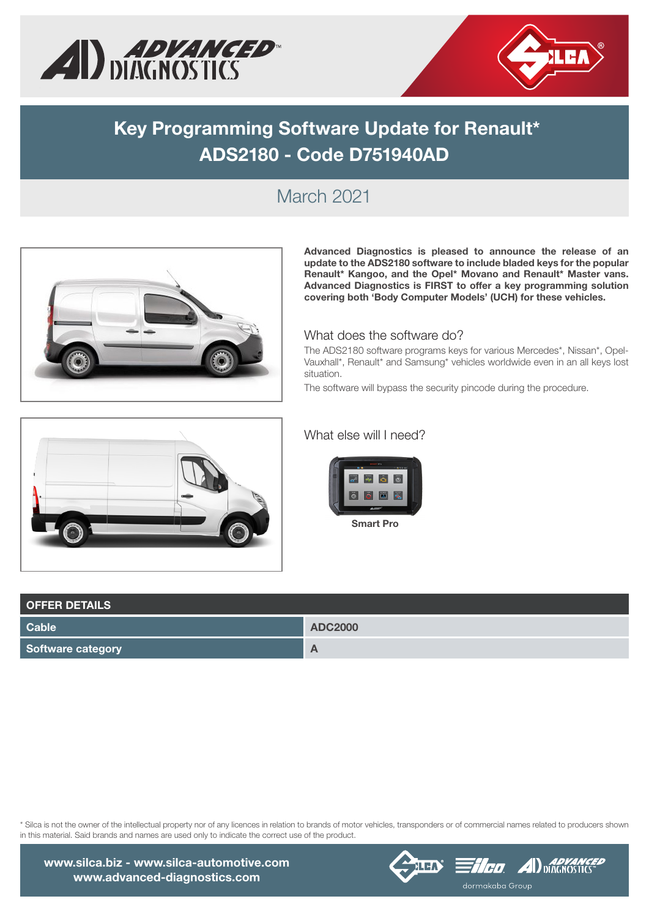# Key Programming Software Update for Renault*
# ADS2180 - Code D751940AD

March 2021

**Advanced Diagnostics is pleased to announce the release of an update to the ADS2180 software to include bladed keys for the popular Renault* Kangoo, and the Opel* Movano and Renault* Master vans. Advanced Diagnostics is FIRST to offer a key programming solution covering both 'Body Computer Models' (UCH) for these vehicles.**

## What does the software do?

The ADS2180 software programs keys for various Mercedes*, Nissan*, Opel-Vauxhall*, Renault* and Samsung* vehicles worldwide even in an all keys lost situation.

The software will bypass the security pincode during the procedure.

## What else will I need?

**Smart Pro**

| OFFER DETAILS | |
|---|---|
| Cable | ADC2000 |
| Software category | A |

* Silca is not the owner of the intellectual property nor of any licences in relation to brands of motor vehicles, transponders or of commercial names related to producers shown in this material. Said brands and names are used only to indicate the correct use of the product.

**www.silca.biz - www.silca-automotive.com**
**www.advanced-diagnostics.com**

dormakaba Group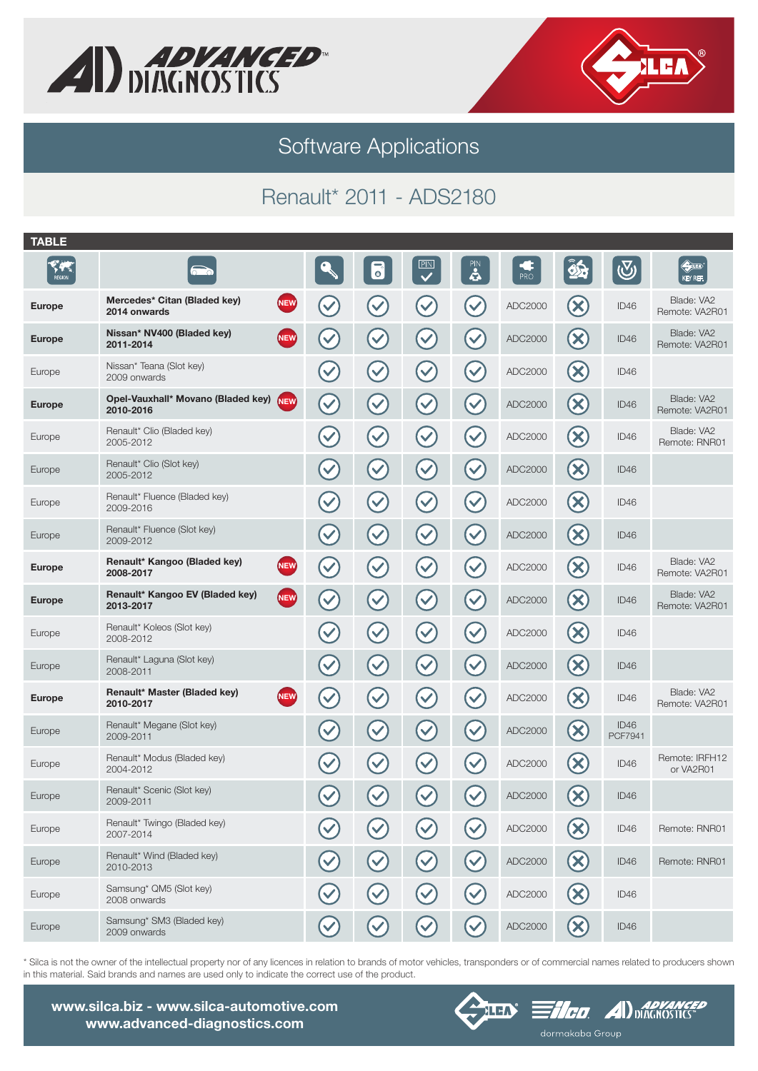# Software Applications

## Renault* 2011 - ADS2180

**TABLE**

| REGION | | | | PIN | PIN | PRO | | | KEY REF. |
|---|---|---|---|---|---|---|---|---|---|
| **Europe** | **Mercedes* Citan (Bladed key) 2014 onwards** NEW | ✓ | ✓ | ✓ | ✓ | ADC2000 | ✗ | ID46 | Blade: VA2 Remote: VA2R01 |
| **Europe** | **Nissan* NV400 (Bladed key) 2011-2014** NEW | ✓ | ✓ | ✓ | ✓ | ADC2000 | ✗ | ID46 | Blade: VA2 Remote: VA2R01 |
| Europe | Nissan* Teana (Slot key) 2009 onwards | ✓ | ✓ | ✓ | ✓ | ADC2000 | ✗ | ID46 | |
| **Europe** | **Opel-Vauxhall* Movano (Bladed key) 2010-2016** NEW | ✓ | ✓ | ✓ | ✓ | ADC2000 | ✗ | ID46 | Blade: VA2 Remote: VA2R01 |
| Europe | Renault* Clio (Bladed key) 2005-2012 | ✓ | ✓ | ✓ | ✓ | ADC2000 | ✗ | ID46 | Blade: VA2 Remote: RNR01 |
| Europe | Renault* Clio (Slot key) 2005-2012 | ✓ | ✓ | ✓ | ✓ | ADC2000 | ✗ | ID46 | |
| Europe | Renault* Fluence (Bladed key) 2009-2016 | ✓ | ✓ | ✓ | ✓ | ADC2000 | ✗ | ID46 | |
| Europe | Renault* Fluence (Slot key) 2009-2012 | ✓ | ✓ | ✓ | ✓ | ADC2000 | ✗ | ID46 | |
| **Europe** | **Renault* Kangoo (Bladed key) 2008-2017** NEW | ✓ | ✓ | ✓ | ✓ | ADC2000 | ✗ | ID46 | Blade: VA2 Remote: VA2R01 |
| **Europe** | **Renault* Kangoo EV (Bladed key) 2013-2017** NEW | ✓ | ✓ | ✓ | ✓ | ADC2000 | ✗ | ID46 | Blade: VA2 Remote: VA2R01 |
| Europe | Renault* Koleos (Slot key) 2008-2012 | ✓ | ✓ | ✓ | ✓ | ADC2000 | ✗ | ID46 | |
| Europe | Renault* Laguna (Slot key) 2008-2011 | ✓ | ✓ | ✓ | ✓ | ADC2000 | ✗ | ID46 | |
| **Europe** | **Renault* Master (Bladed key) 2010-2017** NEW | ✓ | ✓ | ✓ | ✓ | ADC2000 | ✗ | ID46 | Blade: VA2 Remote: VA2R01 |
| Europe | Renault* Megane (Slot key) 2009-2011 | ✓ | ✓ | ✓ | ✓ | ADC2000 | ✗ | ID46 PCF7941 | |
| Europe | Renault* Modus (Bladed key) 2004-2012 | ✓ | ✓ | ✓ | ✓ | ADC2000 | ✗ | ID46 | Remote: IRFH12 or VA2R01 |
| Europe | Renault* Scenic (Slot key) 2009-2011 | ✓ | ✓ | ✓ | ✓ | ADC2000 | ✗ | ID46 | |
| Europe | Renault* Twingo (Bladed key) 2007-2014 | ✓ | ✓ | ✓ | ✓ | ADC2000 | ✗ | ID46 | Remote: RNR01 |
| Europe | Renault* Wind (Bladed key) 2010-2013 | ✓ | ✓ | ✓ | ✓ | ADC2000 | ✗ | ID46 | Remote: RNR01 |
| Europe | Samsung* QM5 (Slot key) 2008 onwards | ✓ | ✓ | ✓ | ✓ | ADC2000 | ✗ | ID46 | |
| Europe | Samsung* SM3 (Bladed key) 2009 onwards | ✓ | ✓ | ✓ | ✓ | ADC2000 | ✗ | ID46 | |

* Silca is not the owner of the intellectual property nor of any licences in relation to brands of motor vehicles, transponders or of commercial names related to producers shown in this material. Said brands and names are used only to indicate the correct use of the product.

**www.silca.biz - www.silca-automotive.com**
**www.advanced-diagnostics.com**

dormakaba Group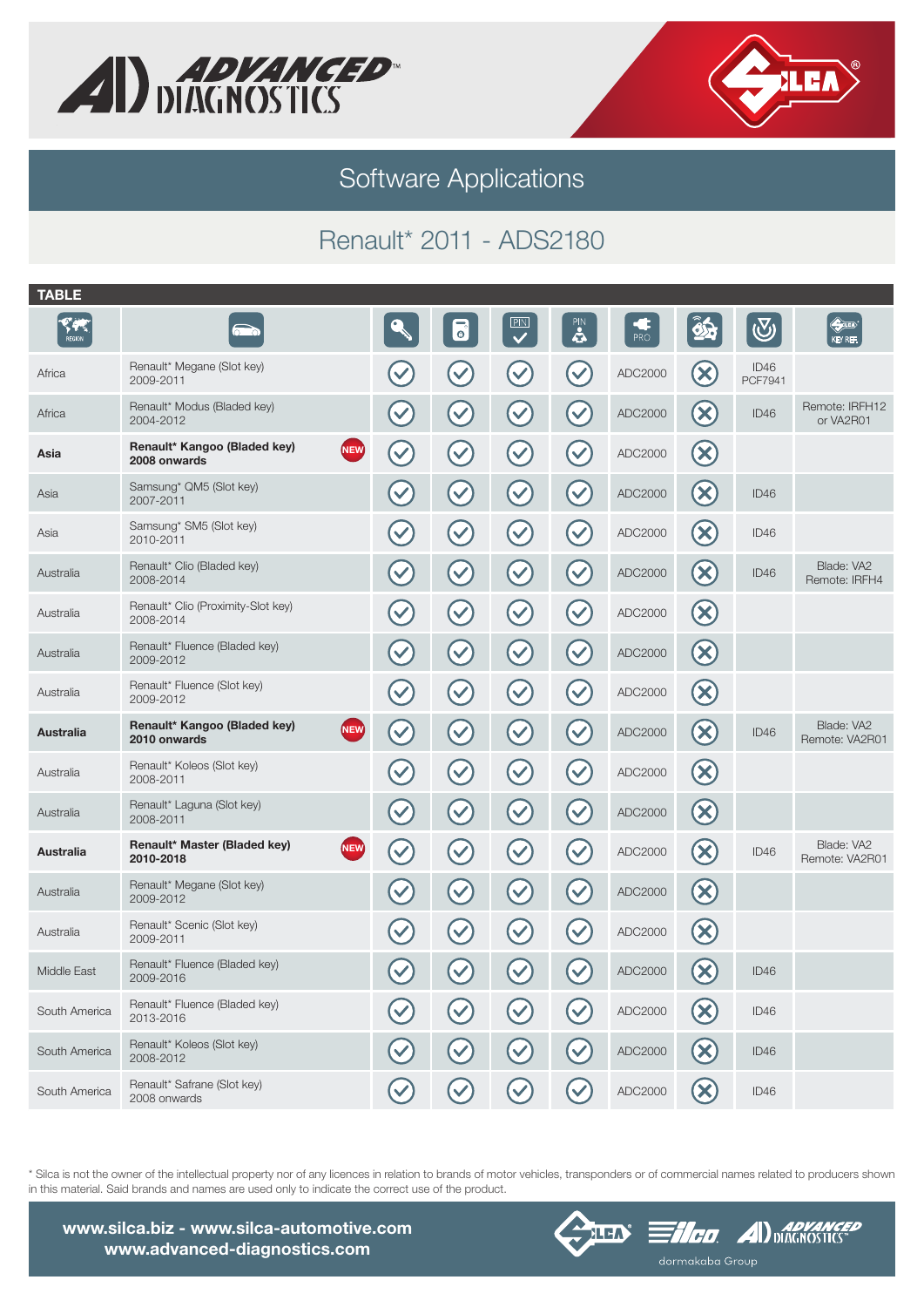# Software Applications

## Renault* 2011 - ADS2180

**TABLE**

| REGION | | | | PIN | PIN | PRO | | | KEY REF. |
|---|---|---|---|---|---|---|---|---|---|
| Africa | Renault* Megane (Slot key) 2009-2011 | ✓ | ✓ | ✓ | ✓ | ADC2000 | ✗ | ID46 PCF7941 | |
| Africa | Renault* Modus (Bladed key) 2004-2012 | ✓ | ✓ | ✓ | ✓ | ADC2000 | ✗ | ID46 | Remote: IRFH12 or VA2R01 |
| **Asia** | **Renault* Kangoo (Bladed key) 2008 onwards** NEW | ✓ | ✓ | ✓ | ✓ | ADC2000 | ✗ | | |
| Asia | Samsung* QM5 (Slot key) 2007-2011 | ✓ | ✓ | ✓ | ✓ | ADC2000 | ✗ | ID46 | |
| Asia | Samsung* SM5 (Slot key) 2010-2011 | ✓ | ✓ | ✓ | ✓ | ADC2000 | ✗ | ID46 | |
| Australia | Renault* Clio (Bladed key) 2008-2014 | ✓ | ✓ | ✓ | ✓ | ADC2000 | ✗ | ID46 | Blade: VA2 Remote: IRFH4 |
| Australia | Renault* Clio (Proximity-Slot key) 2008-2014 | ✓ | ✓ | ✓ | ✓ | ADC2000 | ✗ | | |
| Australia | Renault* Fluence (Bladed key) 2009-2012 | ✓ | ✓ | ✓ | ✓ | ADC2000 | ✗ | | |
| Australia | Renault* Fluence (Slot key) 2009-2012 | ✓ | ✓ | ✓ | ✓ | ADC2000 | ✗ | | |
| **Australia** | **Renault* Kangoo (Bladed key) 2010 onwards** NEW | ✓ | ✓ | ✓ | ✓ | ADC2000 | ✗ | ID46 | Blade: VA2 Remote: VA2R01 |
| Australia | Renault* Koleos (Slot key) 2008-2011 | ✓ | ✓ | ✓ | ✓ | ADC2000 | ✗ | | |
| Australia | Renault* Laguna (Slot key) 2008-2011 | ✓ | ✓ | ✓ | ✓ | ADC2000 | ✗ | | |
| **Australia** | **Renault* Master (Bladed key) 2010-2018** NEW | ✓ | ✓ | ✓ | ✓ | ADC2000 | ✗ | ID46 | Blade: VA2 Remote: VA2R01 |
| Australia | Renault* Megane (Slot key) 2009-2012 | ✓ | ✓ | ✓ | ✓ | ADC2000 | ✗ | | |
| Australia | Renault* Scenic (Slot key) 2009-2011 | ✓ | ✓ | ✓ | ✓ | ADC2000 | ✗ | | |
| Middle East | Renault* Fluence (Bladed key) 2009-2016 | ✓ | ✓ | ✓ | ✓ | ADC2000 | ✗ | ID46 | |
| South America | Renault* Fluence (Bladed key) 2013-2016 | ✓ | ✓ | ✓ | ✓ | ADC2000 | ✗ | ID46 | |
| South America | Renault* Koleos (Slot key) 2008-2012 | ✓ | ✓ | ✓ | ✓ | ADC2000 | ✗ | ID46 | |
| South America | Renault* Safrane (Slot key) 2008 onwards | ✓ | ✓ | ✓ | ✓ | ADC2000 | ✗ | ID46 | |

* Silca is not the owner of the intellectual property nor of any licences in relation to brands of motor vehicles, transponders or of commercial names related to producers shown in this material. Said brands and names are used only to indicate the correct use of the product.

**www.silca.biz - www.silca-automotive.com**
**www.advanced-diagnostics.com**

dormakaba Group